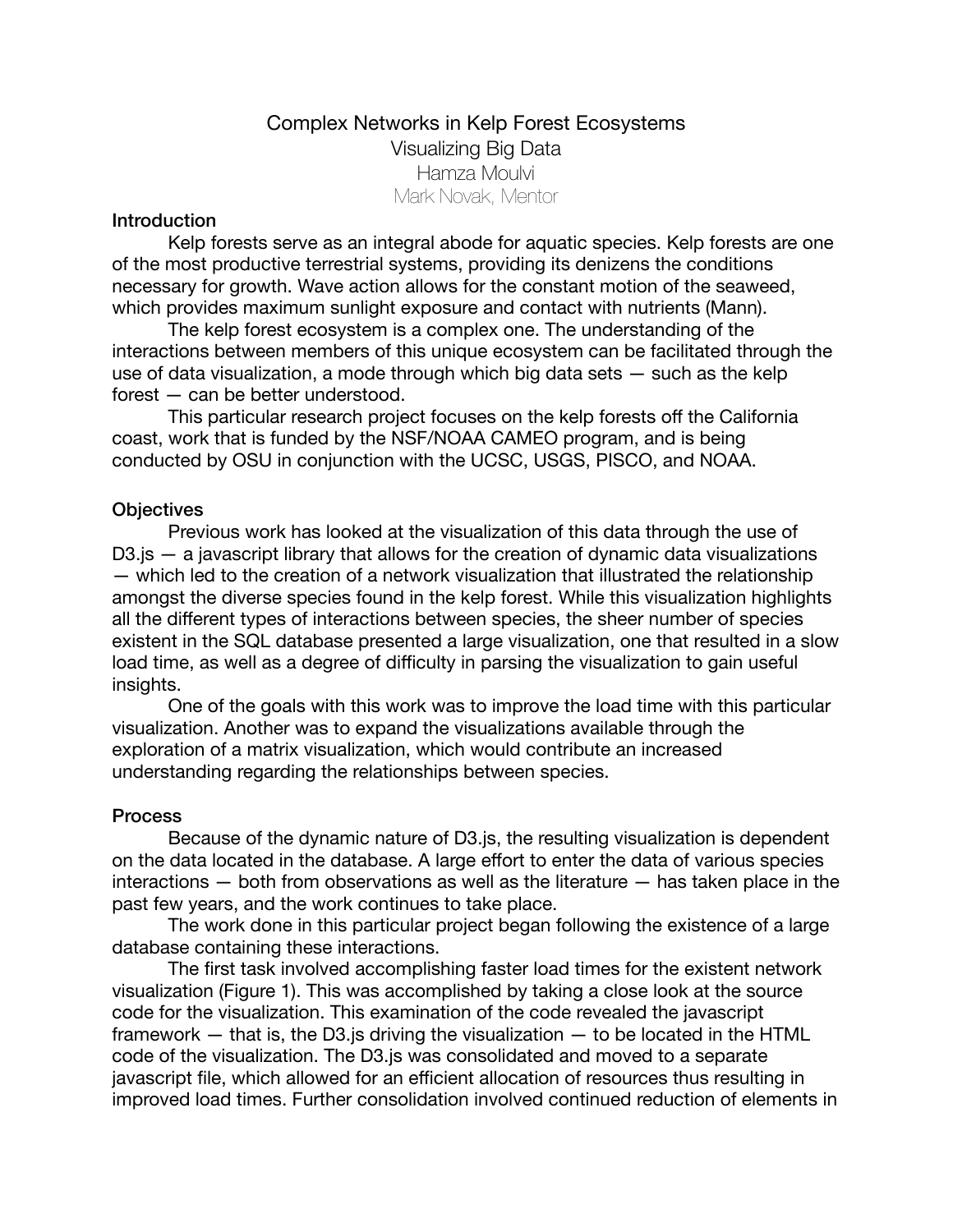# Complex Networks in Kelp Forest Ecosystems

## Visualizing Big Data

Hamza Moulvi

Mark Novak, Mentor

### Introduction

Kelp forests serve as an integral abode for aquatic species. Kelp forests are one of the most productive terrestrial systems, providing its denizens the conditions necessary for growth. Wave action allows for the constant motion of the seaweed, which provides maximum sunlight exposure and contact with nutrients (Mann).

The kelp forest ecosystem is a complex one. The understanding of the interactions between members of this unique ecosystem can be facilitated through the use of data visualization, a mode through which big data sets — such as the kelp forest — can be better understood.

This particular research project focuses on the kelp forests off the California coast, work that is funded by the NSF/NOAA CAMEO program, and is being conducted by OSU in conjunction with the UCSC, USGS, PISCO, and NOAA.

### Objectives

Previous work has looked at the visualization of this data through the use of D3.js — a javascript library that allows for the creation of dynamic data visualizations — which led to the creation of a network visualization that illustrated the relationship amongst the diverse species found in the kelp forest. While this visualization highlights all the different types of interactions between species, the sheer number of species existent in the SQL database presented a large visualization, one that resulted in a slow load time, as well as a degree of difficulty in parsing the visualization to gain useful insights.

One of the goals with this work was to improve the load time with this particular visualization. Another was to expand the visualizations available through the exploration of a matrix visualization, which would contribute an increased understanding regarding the relationships between species.

### Process

Because of the dynamic nature of D3.js, the resulting visualization is dependent on the data located in the database. A large effort to enter the data of various species interactions — both from observations as well as the literature — has taken place in the past few years, and the work continues to take place.

The work done in this particular project began following the existence of a large database containing these interactions.

The first task involved accomplishing faster load times for the existent network visualization (Figure 1). This was accomplished by taking a close look at the source code for the visualization. This examination of the code revealed the javascript framework — that is, the D3.js driving the visualization — to be located in the HTML code of the visualization. The D3.js was consolidated and moved to a separate javascript file, which allowed for an efficient allocation of resources thus resulting in improved load times. Further consolidation involved continued reduction of elements in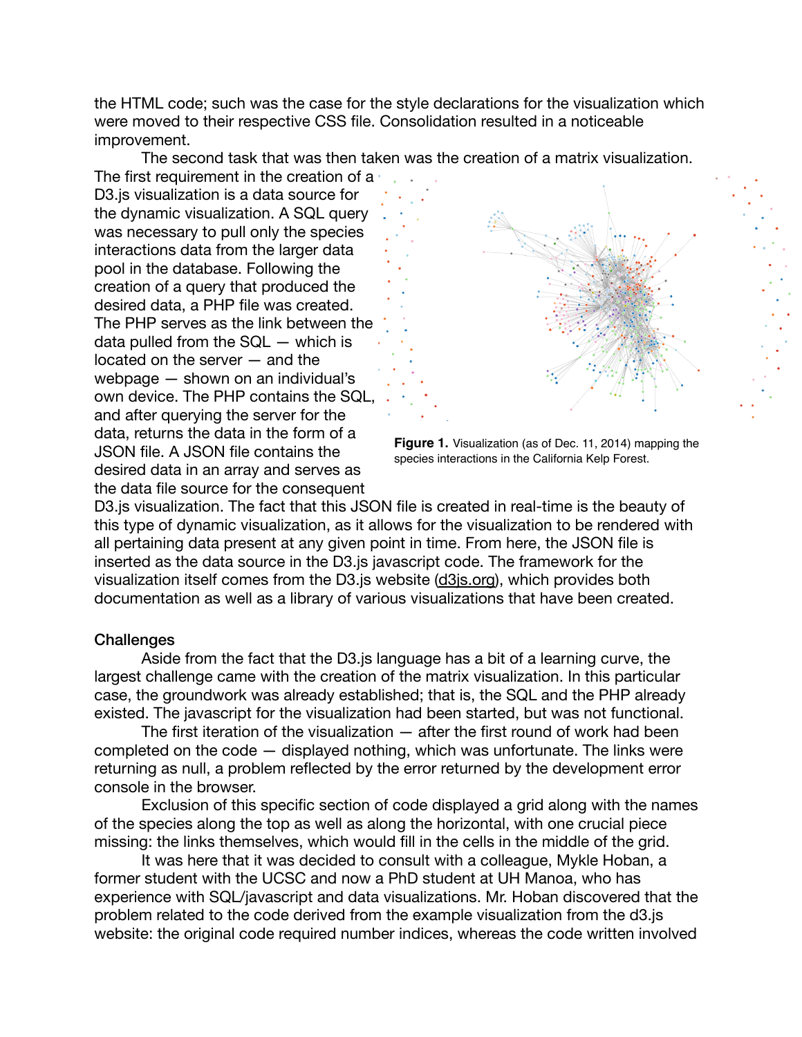the HTML code; such was the case for the style declarations for the visualization which were moved to their respective CSS file. Consolidation resulted in a noticeable improvement.

The second task that was then taken was the creation of a matrix visualization. The first requirement in the creation of a D3.js visualization is a data source for the dynamic visualization. A SQL query was necessary to pull only the species interactions data from the larger data pool in the database. Following the creation of a query that produced the desired data, a PHP file was created. The PHP serves as the link between the data pulled from the SQL — which is located on the server — and the webpage — shown on an individual's own device. The PHP contains the SQL, and after querying the server for the data, returns the data in the form of a JSON file. A JSON file contains the desired data in an array and serves as the data file source for the consequent D3.js visualization. The fact that this JSON file is created in real-time is the beauty of this type of dynamic visualization, as it allows for the visualization to be rendered with all pertaining data present at any given point in time. From here, the JSON file is inserted as the data source in the D3.js javascript code. The framework for the visualization itself comes from the D3.js website (d3js.org), which provides both documentation as well as a library of various visualizations that have been created.

**Figure 1.** Visualization (as of Dec. 11, 2014) mapping the species interactions in the California Kelp Forest.

## Challenges

Aside from the fact that the D3.js language has a bit of a learning curve, the largest challenge came with the creation of the matrix visualization. In this particular case, the groundwork was already established; that is, the SQL and the PHP already existed. The javascript for the visualization had been started, but was not functional.

The first iteration of the visualization — after the first round of work had been completed on the code — displayed nothing, which was unfortunate. The links were returning as null, a problem reflected by the error returned by the development error console in the browser.

Exclusion of this specific section of code displayed a grid along with the names of the species along the top as well as along the horizontal, with one crucial piece missing: the links themselves, which would fill in the cells in the middle of the grid.

It was here that it was decided to consult with a colleague, Mykle Hoban, a former student with the UCSC and now a PhD student at UH Manoa, who has experience with SQL/javascript and data visualizations. Mr. Hoban discovered that the problem related to the code derived from the example visualization from the d3.js website: the original code required number indices, whereas the code written involved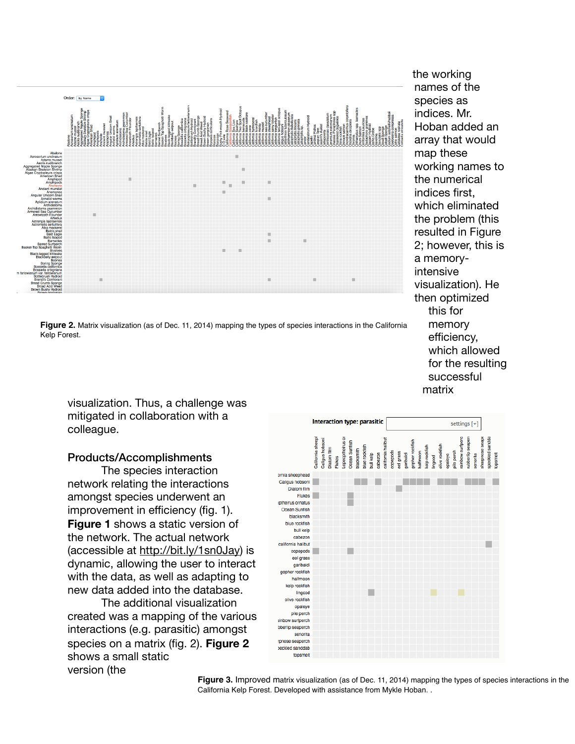the working names of the species as indices. Mr. Hoban added an array that would map these working names to the numerical indices first, which eliminated the problem (this resulted in Figure 2; however, this is a memory-intensive visualization). He then optimized this for memory efficiency, which allowed for the resulting successful matrix visualization. Thus, a challenge was mitigated in collaboration with a colleague.

**Figure 2.** Matrix visualization (as of Dec. 11, 2014) mapping the types of species interactions in the California Kelp Forest.

## Products/Accomplishments

The species interaction network relating the interactions amongst species underwent an improvement in efficiency (fig. 1). **Figure 1** shows a static version of the network. The actual network (accessible at http://bit.ly/1sn0Jay) is dynamic, allowing the user to interact with the data, as well as adapting to new data added into the database.

The additional visualization created was a mapping of the various interactions (e.g. parasitic) amongst species on a matrix (fig. 2). **Figure 2** shows a small static version (the

**Figure 3.** Improved matrix visualization (as of Dec. 11, 2014) mapping the types of species interactions in the California Kelp Forest. Developed with assistance from Mykle Hoban. .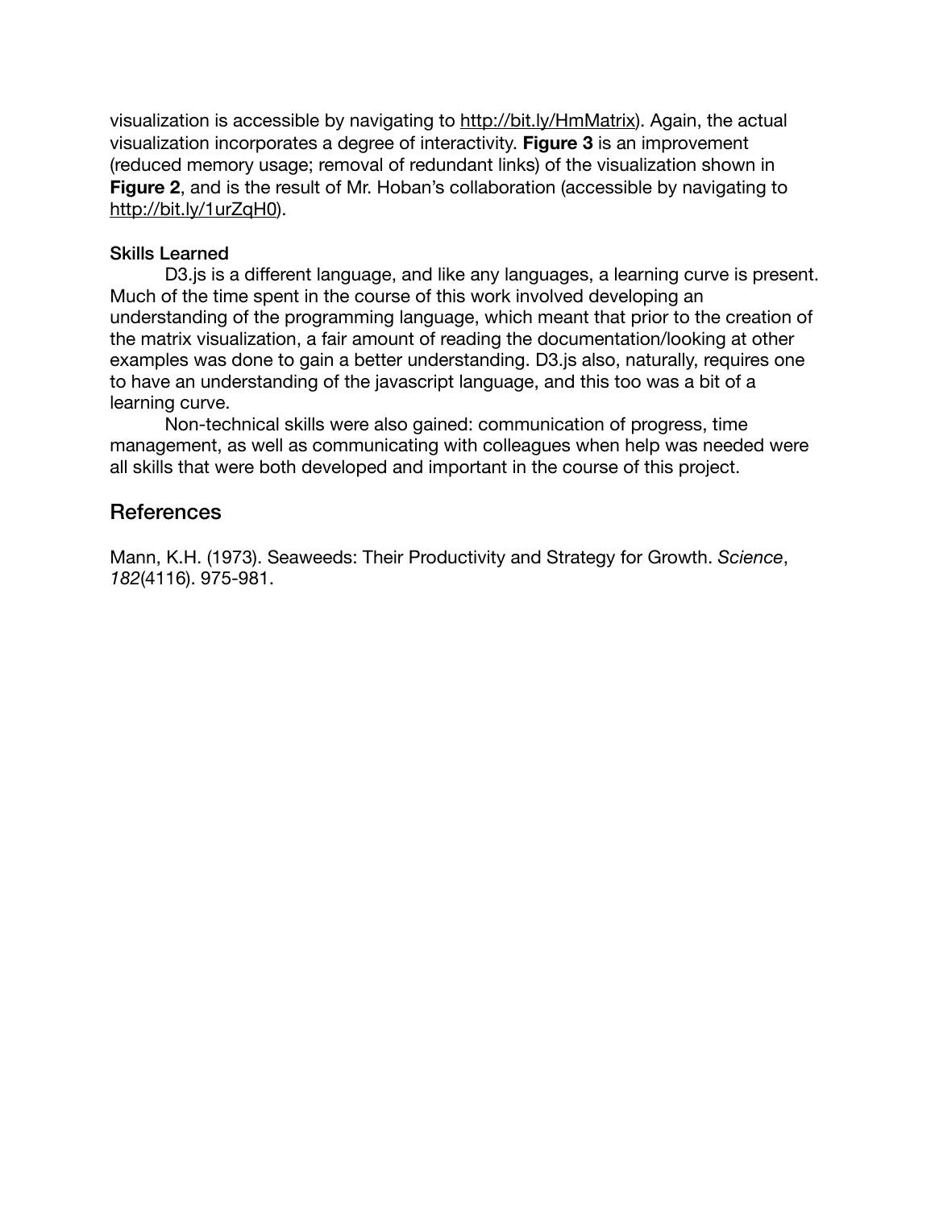visualization is accessible by navigating to http://bit.ly/HmMatrix). Again, the actual visualization incorporates a degree of interactivity. **Figure 3** is an improvement (reduced memory usage; removal of redundant links) of the visualization shown in **Figure 2**, and is the result of Mr. Hoban's collaboration (accessible by navigating to http://bit.ly/1urZqH0).

### Skills Learned

D3.js is a different language, and like any languages, a learning curve is present. Much of the time spent in the course of this work involved developing an understanding of the programming language, which meant that prior to the creation of the matrix visualization, a fair amount of reading the documentation/looking at other examples was done to gain a better understanding. D3.js also, naturally, requires one to have an understanding of the javascript language, and this too was a bit of a learning curve.

Non-technical skills were also gained: communication of progress, time management, as well as communicating with colleagues when help was needed were all skills that were both developed and important in the course of this project.

## References

Mann, K.H. (1973). Seaweeds: Their Productivity and Strategy for Growth. *Science*, *182*(4116). 975-981.